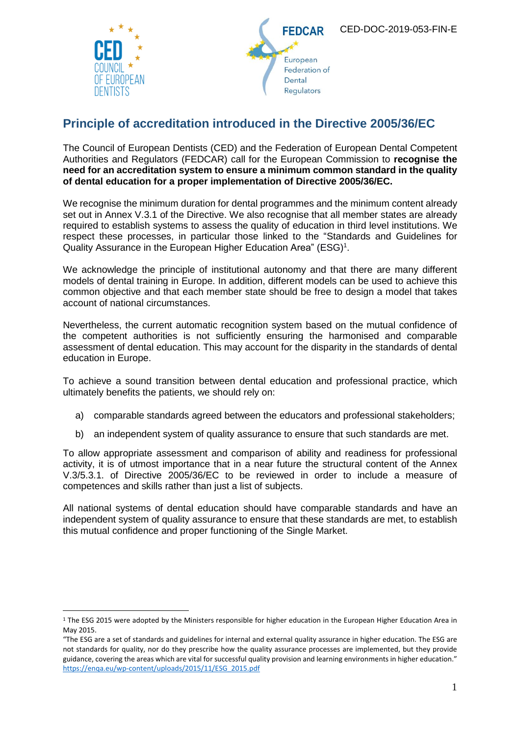CED-DOC-2019-053-FIN-E

# Principle of accreditation introduced in the Directive 2005/36/EC

The Council of European Dentists (CED) and the Federation of European Dental Competent Authorities and Regulators (FEDCAR) call for the European Commission to **recognise the need for an accreditation system to ensure a minimum common standard in the quality of dental education for a proper implementation of Directive 2005/36/EC.**

We recognise the minimum duration for dental programmes and the minimum content already set out in Annex V.3.1 of the Directive. We also recognise that all member states are already required to establish systems to assess the quality of education in third level institutions. We respect these processes, in particular those linked to the "Standards and Guidelines for Quality Assurance in the European Higher Education Area" (ESG)[1].

We acknowledge the principle of institutional autonomy and that there are many different models of dental training in Europe. In addition, different models can be used to achieve this common objective and that each member state should be free to design a model that takes account of national circumstances.

Nevertheless, the current automatic recognition system based on the mutual confidence of the competent authorities is not sufficiently ensuring the harmonised and comparable assessment of dental education. This may account for the disparity in the standards of dental education in Europe.

To achieve a sound transition between dental education and professional practice, which ultimately benefits the patients, we should rely on:

a) comparable standards agreed between the educators and professional stakeholders;

b) an independent system of quality assurance to ensure that such standards are met.

To allow appropriate assessment and comparison of ability and readiness for professional activity, it is of utmost importance that in a near future the structural content of the Annex V.3/5.3.1. of Directive 2005/36/EC to be reviewed in order to include a measure of competences and skills rather than just a list of subjects.

All national systems of dental education should have comparable standards and have an independent system of quality assurance to ensure that these standards are met, to establish this mutual confidence and proper functioning of the Single Market.

---

[1] The ESG 2015 were adopted by the Ministers responsible for higher education in the European Higher Education Area in May 2015.
"The ESG are a set of standards and guidelines for internal and external quality assurance in higher education. The ESG are not standards for quality, nor do they prescribe how the quality assurance processes are implemented, but they provide guidance, covering the areas which are vital for successful quality provision and learning environments in higher education." https://enqa.eu/wp-content/uploads/2015/11/ESG_2015.pdf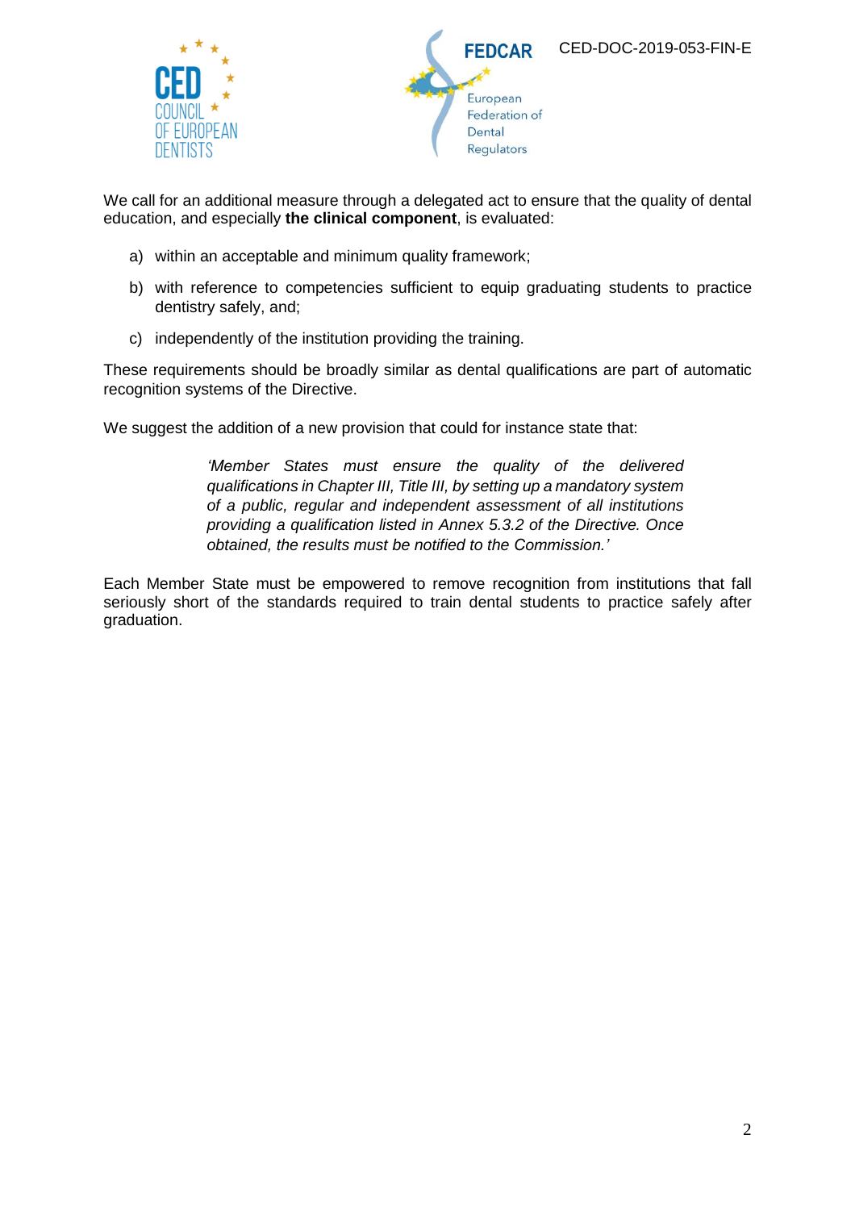We call for an additional measure through a delegated act to ensure that the quality of dental education, and especially **the clinical component**, is evaluated:

a) within an acceptable and minimum quality framework;

b) with reference to competencies sufficient to equip graduating students to practice dentistry safely, and;

c) independently of the institution providing the training.

These requirements should be broadly similar as dental qualifications are part of automatic recognition systems of the Directive.

We suggest the addition of a new provision that could for instance state that:

> *'Member States must ensure the quality of the delivered qualifications in Chapter III, Title III, by setting up a mandatory system of a public, regular and independent assessment of all institutions providing a qualification listed in Annex 5.3.2 of the Directive. Once obtained, the results must be notified to the Commission.'*

Each Member State must be empowered to remove recognition from institutions that fall seriously short of the standards required to train dental students to practice safely after graduation.